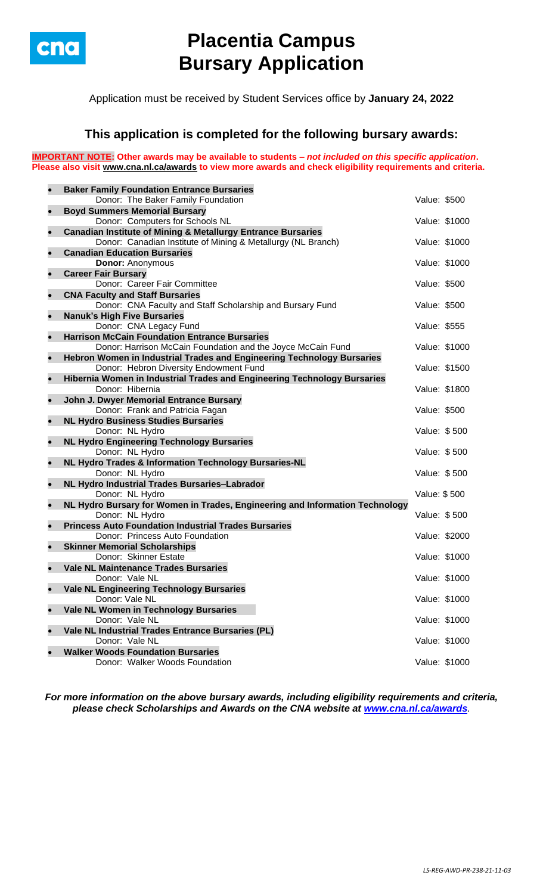# Placentia Campus Bursary Application

Application must be received by Student Services office by **January 24, 2022**

## This application is completed for the following bursary awards:

**IMPORTANT NOTE: Other awards may be available to students – *not included on this specific application*. Please also visit www.cna.nl.ca/awards to view more awards and check eligibility requirements and criteria.**

- **Baker Family Foundation Entrance Bursaries**
  Donor: The Baker Family Foundation — Value: $500
- **Boyd Summers Memorial Bursary**
  Donor: Computers for Schools NL — Value: $1000
- **Canadian Institute of Mining & Metallurgy Entrance Bursaries**
  Donor: Canadian Institute of Mining & Metallurgy (NL Branch) — Value: $1000
- **Canadian Education Bursaries**
  **Donor:** Anonymous — Value: $1000
- **Career Fair Bursary**
  Donor: Career Fair Committee — Value: $500
- **CNA Faculty and Staff Bursaries**
  Donor: CNA Faculty and Staff Scholarship and Bursary Fund — Value: $500
- **Nanuk's High Five Bursaries**
  Donor: CNA Legacy Fund — Value: $555
- **Harrison McCain Foundation Entrance Bursaries**
  Donor: Harrison McCain Foundation and the Joyce McCain Fund — Value: $1000
- **Hebron Women in Industrial Trades and Engineering Technology Bursaries**
  Donor: Hebron Diversity Endowment Fund — Value: $1500
- **Hibernia Women in Industrial Trades and Engineering Technology Bursaries**
  Donor: Hibernia — Value: $1800
- **John J. Dwyer Memorial Entrance Bursary**
  Donor: Frank and Patricia Fagan — Value: $500
- **NL Hydro Business Studies Bursaries**
  Donor: NL Hydro — Value: $ 500
- **NL Hydro Engineering Technology Bursaries**
  Donor: NL Hydro — Value: $ 500
- **NL Hydro Trades & Information Technology Bursaries-NL**
  Donor: NL Hydro — Value: $ 500
- **NL Hydro Industrial Trades Bursaries–Labrador**
  Donor: NL Hydro — Value: $ 500
- **NL Hydro Bursary for Women in Trades, Engineering and Information Technology**
  Donor: NL Hydro — Value: $ 500
- **Princess Auto Foundation Industrial Trades Bursaries**
  Donor: Princess Auto Foundation — Value: $2000
- **Skinner Memorial Scholarships**
  Donor: Skinner Estate — Value: $1000
- **Vale NL Maintenance Trades Bursaries**
  Donor: Vale NL — Value: $1000
- **Vale NL Engineering Technology Bursaries**
  Donor: Vale NL — Value: $1000
- **Vale NL Women in Technology Bursaries**
  Donor: Vale NL — Value: $1000
- **Vale NL Industrial Trades Entrance Bursaries (PL)**
  Donor: Vale NL — Value: $1000
- **Walker Woods Foundation Bursaries**
  Donor: Walker Woods Foundation — Value: $1000

***For more information on the above bursary awards, including eligibility requirements and criteria, please check Scholarships and Awards on the CNA website at www.cna.nl.ca/awards.***

*LS-REG-AWD-PR-238-21-11-03*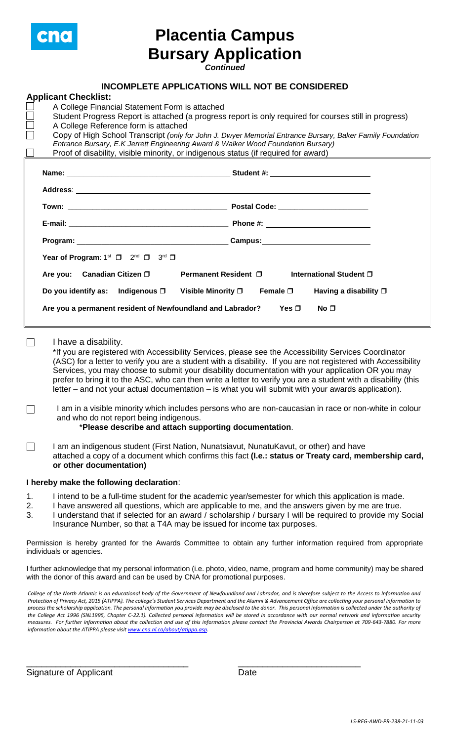cna

# Placentia Campus
# Bursary Application
*Continued*

## INCOMPLETE APPLICATIONS WILL NOT BE CONSIDERED

**Applicant Checklist:**

- ☐ A College Financial Statement Form is attached
- ☐ Student Progress Report is attached (a progress report is only required for courses still in progress)
- ☐ A College Reference form is attached
- ☐ Copy of High School Transcript *(only for John J. Dwyer Memorial Entrance Bursary, Baker Family Foundation Entrance Bursary, E.K Jerrett Engineering Award & Walker Wood Foundation Bursary)*
- ☐ Proof of disability, visible minority, or indigenous status (if required for award)

**Name:** ______________________ **Student #:** ______________________

**Address**: ______________________________________________

**Town:** ______________________ **Postal Code:** ______________________

**E-mail:** ______________________ **Phone #:** ______________________

**Program:** ______________________ **Campus:** ______________________

**Year of Program**: 1st ☐ 2nd ☐ 3rd ☐

**Are you: Canadian Citizen** ☐ **Permanent Resident** ☐ **International Student** ☐

**Do you identify as: Indigenous** ☐ **Visible Minority** ☐ **Female** ☐ **Having a disability** ☐

**Are you a permanent resident of Newfoundland and Labrador? Yes** ☐ **No** ☐

☐ I have a disability.

\*If you are registered with Accessibility Services, please see the Accessibility Services Coordinator (ASC) for a letter to verify you are a student with a disability. If you are not registered with Accessibility Services, you may choose to submit your disability documentation with your application OR you may prefer to bring it to the ASC, who can then write a letter to verify you are a student with a disability (this letter – and not your actual documentation – is what you will submit with your awards application).

☐ I am in a visible minority which includes persons who are non-caucasian in race or non-white in colour and who do not report being indigenous.
\***Please describe and attach supporting documentation**.

☐ I am an indigenous student (First Nation, Nunatsiavut, NunatuKavut, or other) and have attached a copy of a document which confirms this fact **(I.e.: status or Treaty card, membership card, or other documentation)**

**I hereby make the following declaration**:

1. I intend to be a full-time student for the academic year/semester for which this application is made.
2. I have answered all questions, which are applicable to me, and the answers given by me are true.
3. I understand that if selected for an award / scholarship / bursary I will be required to provide my Social Insurance Number, so that a T4A may be issued for income tax purposes.

Permission is hereby granted for the Awards Committee to obtain any further information required from appropriate individuals or agencies.

I further acknowledge that my personal information (i.e. photo, video, name, program and home community) may be shared with the donor of this award and can be used by CNA for promotional purposes.

*College of the North Atlantic is an educational body of the Government of Newfoundland and Labrador, and is therefore subject to the Access to Information and Protection of Privacy Act, 2015 (ATIPPA). The college's Student Services Department and the Alumni & Advancement Office are collecting your personal information to process the scholarship application. The personal information you provide may be disclosed to the donor. This personal information is collected under the authority of the College Act 1996 (SNL1995, Chapter C-22.1). Collected personal information will be stored in accordance with our normal network and information security measures. For further information about the collection and use of this information please contact the Provincial Awards Chairperson at 709-643-7880. For more information about the ATIPPA please visit www.cna.nl.ca/about/atippa.asp.*

______________________ ______________________

Signature of Applicant Date

LS-REG-AWD-PR-238-21-11-03